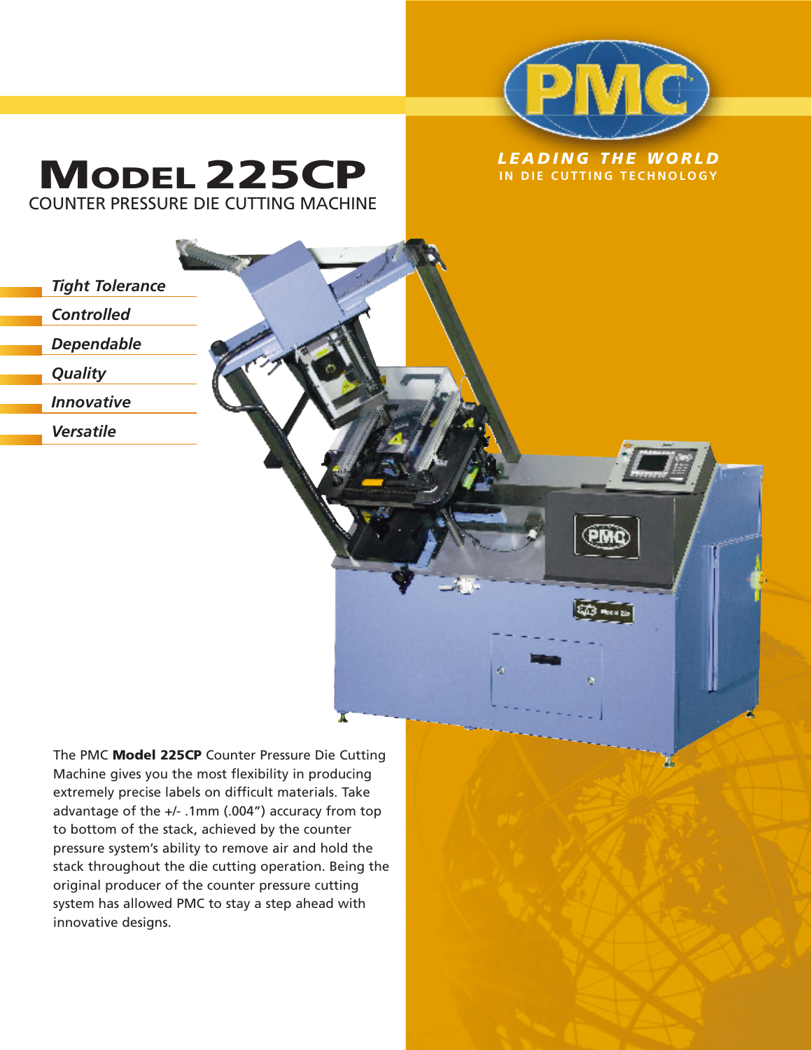# Model 225CP

COUNTER PRESSURE DIE CUTTING MACHINE

PMC

***LEADING THE WORLD***
**IN DIE CUTTING TECHNOLOGY**

- ***Tight Tolerance***
- ***Controlled***
- ***Dependable***
- ***Quality***
- ***Innovative***
- ***Versatile***

The PMC **Model 225CP** Counter Pressure Die Cutting Machine gives you the most flexibility in producing extremely precise labels on difficult materials. Take advantage of the +/- .1mm (.004") accuracy from top to bottom of the stack, achieved by the counter pressure system's ability to remove air and hold the stack throughout the die cutting operation. Being the original producer of the counter pressure cutting system has allowed PMC to stay a step ahead with innovative designs.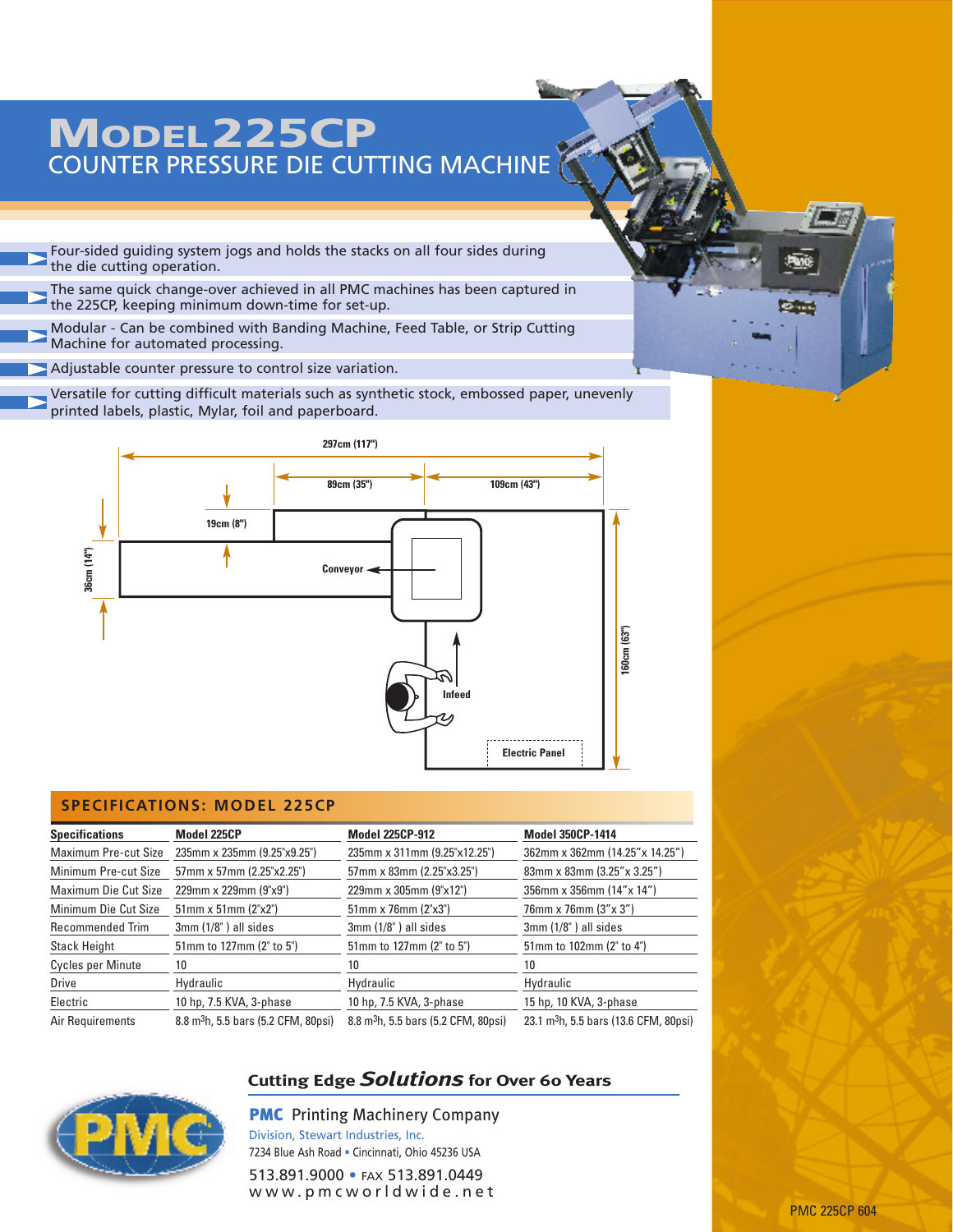# Model 225CP

## COUNTER PRESSURE DIE CUTTING MACHINE

- Four-sided guiding system jogs and holds the stacks on all four sides during the die cutting operation.
- The same quick change-over achieved in all PMC machines has been captured in the 225CP, keeping minimum down-time for set-up.
- Modular - Can be combined with Banding Machine, Feed Table, or Strip Cutting Machine for automated processing.
- Adjustable counter pressure to control size variation.
- Versatile for cutting difficult materials such as synthetic stock, embossed paper, unevenly printed labels, plastic, Mylar, foil and paperboard.

297cm (117")

89cm (35")

109cm (43")

19cm (8")

36cm (14")

Conveyor

Infeed

160cm (63")

Electric Panel

## SPECIFICATIONS: MODEL 225CP

| Specifications | Model 225CP | Model 225CP-912 | Model 350CP-1414 |
|---|---|---|---|
| Maximum Pre-cut Size | 235mm x 235mm (9.25"x9.25") | 235mm x 311mm (9.25"x12.25") | 362mm x 362mm (14.25"x 14.25") |
| Minimum Pre-cut Size | 57mm x 57mm (2.25"x2.25") | 57mm x 83mm (2.25"x3.25") | 83mm x 83mm (3.25"x 3.25") |
| Maximum Die Cut Size | 229mm x 229mm (9"x9") | 229mm x 305mm (9"x12") | 356mm x 356mm (14"x 14") |
| Minimum Die Cut Size | 51mm x 51mm (2"x2") | 51mm x 76mm (2"x3") | 76mm x 76mm (3"x 3") |
| Recommended Trim | 3mm (1/8" ) all sides | 3mm (1/8" ) all sides | 3mm (1/8" ) all sides |
| Stack Height | 51mm to 127mm (2" to 5") | 51mm to 127mm (2" to 5") | 51mm to 102mm (2" to 4") |
| Cycles per Minute | 10 | 10 | 10 |
| Drive | Hydraulic | Hydraulic | Hydraulic |
| Electric | 10 hp, 7.5 KVA, 3-phase | 10 hp, 7.5 KVA, 3-phase | 15 hp, 10 KVA, 3-phase |
| Air Requirements | 8.8 $m^3$h, 5.5 bars (5.2 CFM, 80psi) | 8.8 $m^3$h, 5.5 bars (5.2 CFM, 80psi) | 23.1 $m^3$h, 5.5 bars (13.6 CFM, 80psi) |

**Cutting Edge *Solutions* for Over 60 Years**

**PMC** Printing Machinery Company
Division, Stewart Industries, Inc.
7234 Blue Ash Road • Cincinnati, Ohio 45236 USA
513.891.9000 • FAX 513.891.0449
www.pmcworldwide.net

PMC 225CP 604